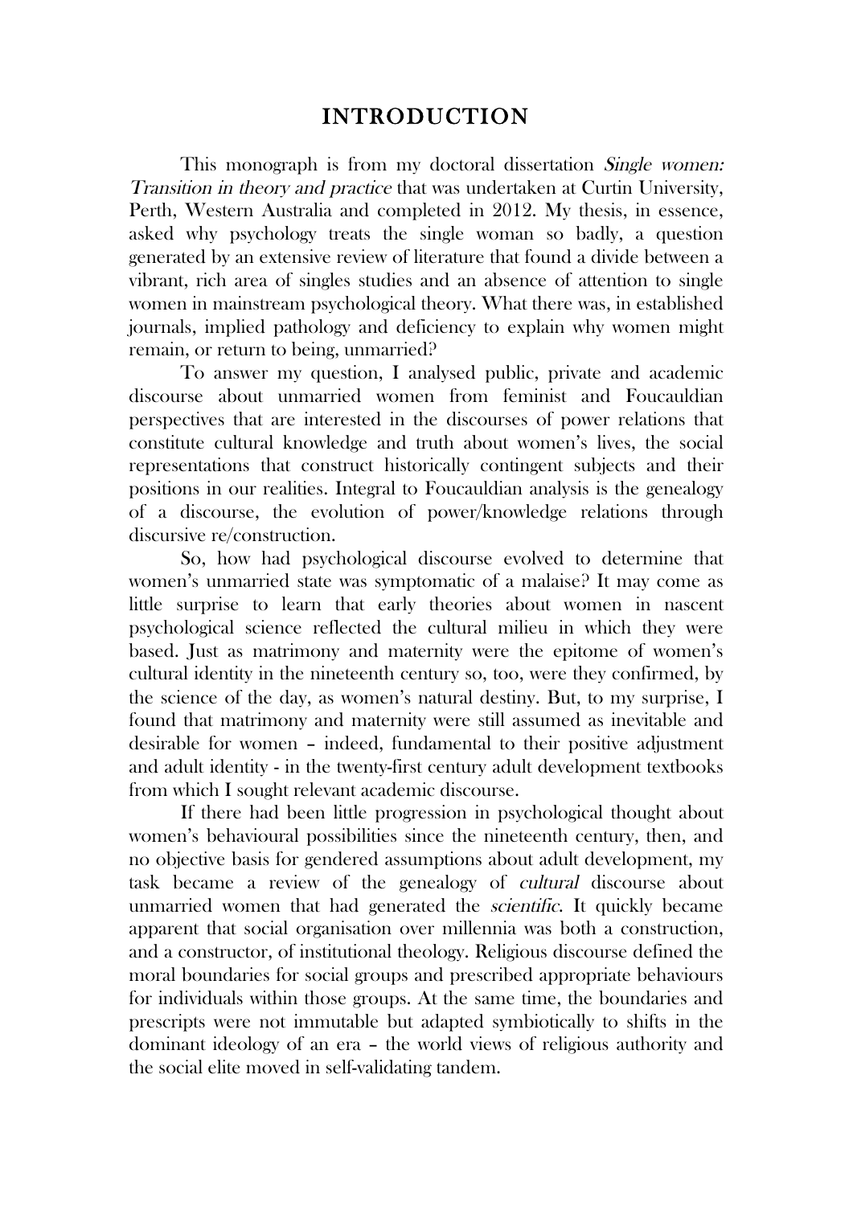# INTRODUCTION

This monograph is from my doctoral dissertation *Single women: Transition in theory and practice* that was undertaken at Curtin University, Perth, Western Australia and completed in 2012. My thesis, in essence, asked why psychology treats the single woman so badly, a question generated by an extensive review of literature that found a divide between a vibrant, rich area of singles studies and an absence of attention to single women in mainstream psychological theory. What there was, in established journals, implied pathology and deficiency to explain why women might remain, or return to being, unmarried?

To answer my question, I analysed public, private and academic discourse about unmarried women from feminist and Foucauldian perspectives that are interested in the discourses of power relations that constitute cultural knowledge and truth about women's lives, the social representations that construct historically contingent subjects and their positions in our realities. Integral to Foucauldian analysis is the genealogy of a discourse, the evolution of power/knowledge relations through discursive re/construction.

So, how had psychological discourse evolved to determine that women's unmarried state was symptomatic of a malaise? It may come as little surprise to learn that early theories about women in nascent psychological science reflected the cultural milieu in which they were based. Just as matrimony and maternity were the epitome of women's cultural identity in the nineteenth century so, too, were they confirmed, by the science of the day, as women's natural destiny. But, to my surprise, I found that matrimony and maternity were still assumed as inevitable and desirable for women – indeed, fundamental to their positive adjustment and adult identity - in the twenty-first century adult development textbooks from which I sought relevant academic discourse.

If there had been little progression in psychological thought about women's behavioural possibilities since the nineteenth century, then, and no objective basis for gendered assumptions about adult development, my task became a review of the genealogy of *cultural* discourse about unmarried women that had generated the *scientific*. It quickly became apparent that social organisation over millennia was both a construction, and a constructor, of institutional theology. Religious discourse defined the moral boundaries for social groups and prescribed appropriate behaviours for individuals within those groups. At the same time, the boundaries and prescripts were not immutable but adapted symbiotically to shifts in the dominant ideology of an era – the world views of religious authority and the social elite moved in self-validating tandem.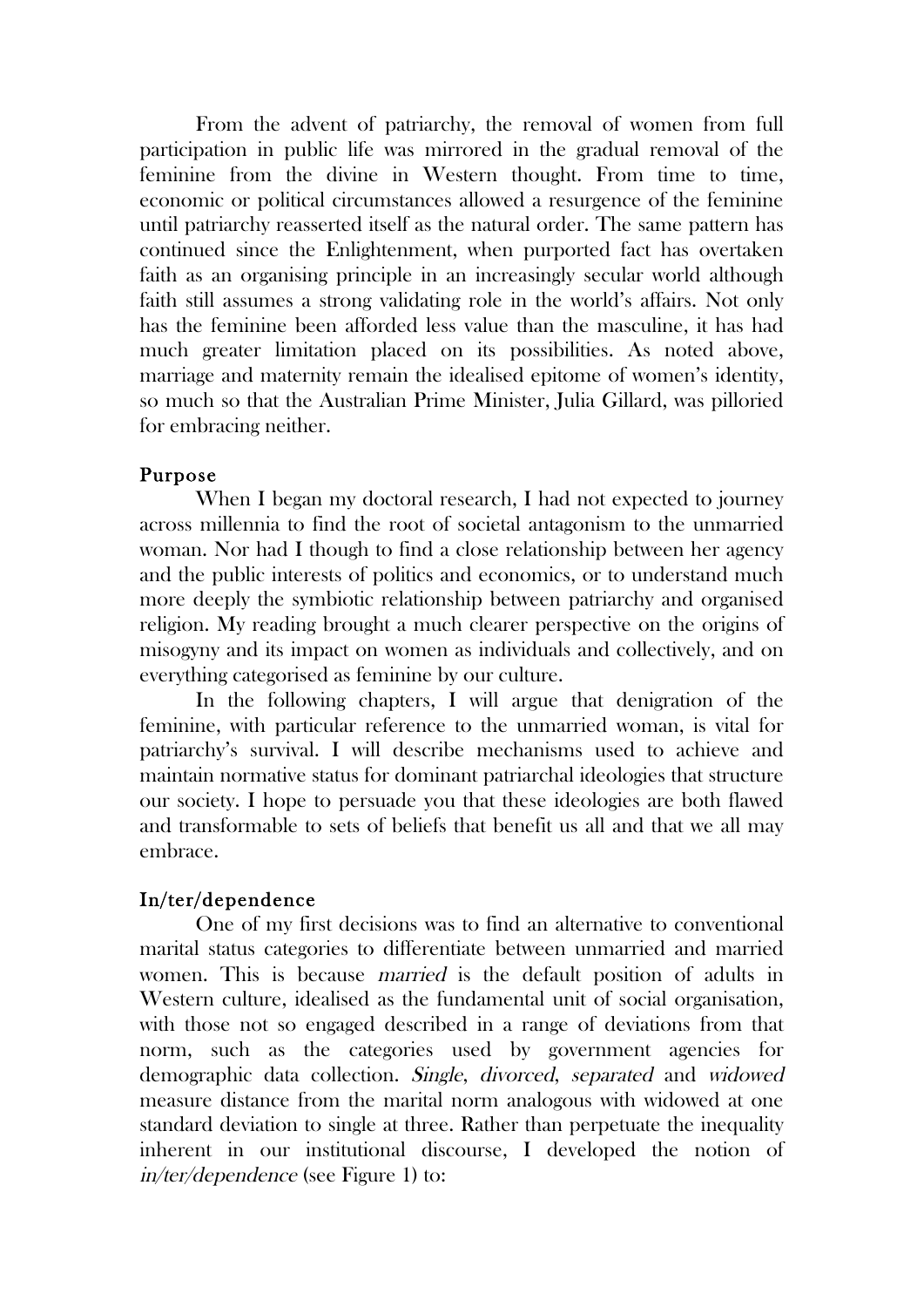From the advent of patriarchy, the removal of women from full participation in public life was mirrored in the gradual removal of the feminine from the divine in Western thought. From time to time, economic or political circumstances allowed a resurgence of the feminine until patriarchy reasserted itself as the natural order. The same pattern has continued since the Enlightenment, when purported fact has overtaken faith as an organising principle in an increasingly secular world although faith still assumes a strong validating role in the world's affairs. Not only has the feminine been afforded less value than the masculine, it has had much greater limitation placed on its possibilities. As noted above, marriage and maternity remain the idealised epitome of women's identity, so much so that the Australian Prime Minister, Julia Gillard, was pilloried for embracing neither.

## Purpose

When I began my doctoral research, I had not expected to journey across millennia to find the root of societal antagonism to the unmarried woman. Nor had I though to find a close relationship between her agency and the public interests of politics and economics, or to understand much more deeply the symbiotic relationship between patriarchy and organised religion. My reading brought a much clearer perspective on the origins of misogyny and its impact on women as individuals and collectively, and on everything categorised as feminine by our culture.

In the following chapters, I will argue that denigration of the feminine, with particular reference to the unmarried woman, is vital for patriarchy's survival. I will describe mechanisms used to achieve and maintain normative status for dominant patriarchal ideologies that structure our society. I hope to persuade you that these ideologies are both flawed and transformable to sets of beliefs that benefit us all and that we all may embrace.

## In/ter/dependence

One of my first decisions was to find an alternative to conventional marital status categories to differentiate between unmarried and married women. This is because *married* is the default position of adults in Western culture, idealised as the fundamental unit of social organisation, with those not so engaged described in a range of deviations from that norm, such as the categories used by government agencies for demographic data collection. *Single*, *divorced*, *separated* and *widowed* measure distance from the marital norm analogous with widowed at one standard deviation to single at three. Rather than perpetuate the inequality inherent in our institutional discourse, I developed the notion of *in/ter/dependence* (see Figure 1) to: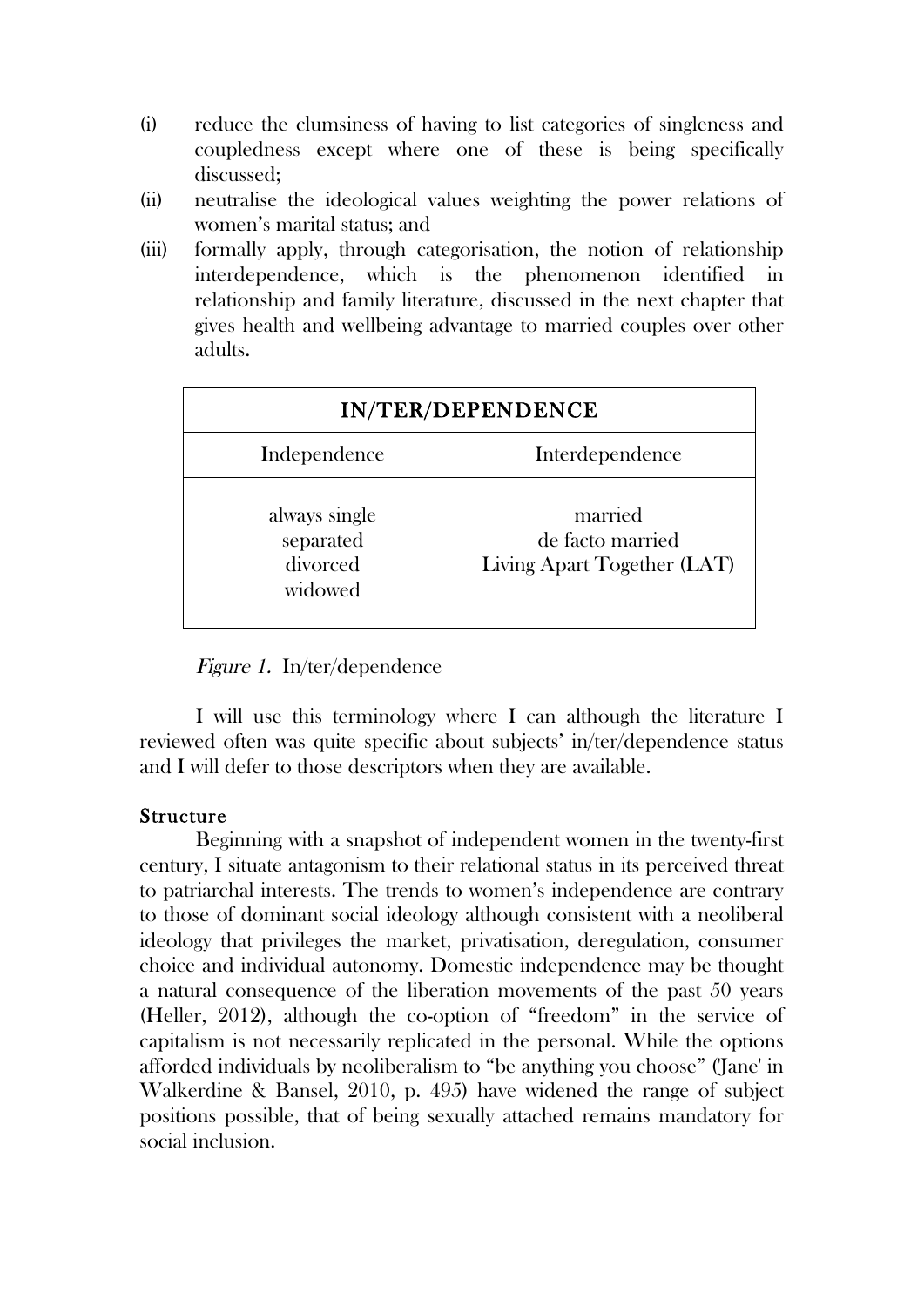(i) reduce the clumsiness of having to list categories of singleness and coupledness except where one of these is being specifically discussed;

(ii) neutralise the ideological values weighting the power relations of women's marital status; and

(iii) formally apply, through categorisation, the notion of relationship interdependence, which is the phenomenon identified in relationship and family literature, discussed in the next chapter that gives health and wellbeing advantage to married couples over other adults.

| IN/TER/DEPENDENCE | |
|---|---|
| Independence | Interdependence |
| always single<br>separated<br>divorced<br>widowed | married<br>de facto married<br>Living Apart Together (LAT) |

*Figure 1.* In/ter/dependence

I will use this terminology where I can although the literature I reviewed often was quite specific about subjects' in/ter/dependence status and I will defer to those descriptors when they are available.

### Structure

Beginning with a snapshot of independent women in the twenty-first century, I situate antagonism to their relational status in its perceived threat to patriarchal interests. The trends to women's independence are contrary to those of dominant social ideology although consistent with a neoliberal ideology that privileges the market, privatisation, deregulation, consumer choice and individual autonomy. Domestic independence may be thought a natural consequence of the liberation movements of the past 50 years (Heller, 2012), although the co-option of "freedom" in the service of capitalism is not necessarily replicated in the personal. While the options afforded individuals by neoliberalism to "be anything you choose" ('Jane' in Walkerdine & Bansel, 2010, p. 495) have widened the range of subject positions possible, that of being sexually attached remains mandatory for social inclusion.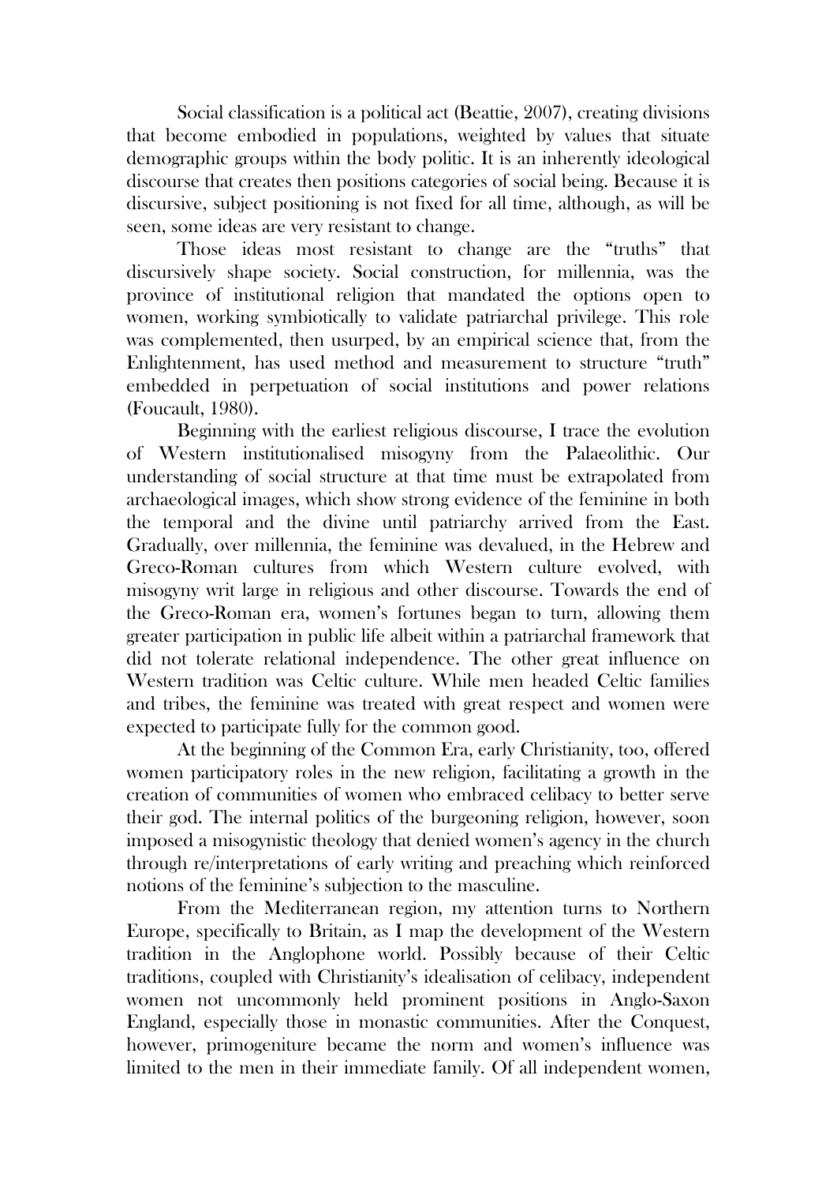Social classification is a political act (Beattie, 2007), creating divisions that become embodied in populations, weighted by values that situate demographic groups within the body politic. It is an inherently ideological discourse that creates then positions categories of social being. Because it is discursive, subject positioning is not fixed for all time, although, as will be seen, some ideas are very resistant to change.

Those ideas most resistant to change are the "truths" that discursively shape society. Social construction, for millennia, was the province of institutional religion that mandated the options open to women, working symbiotically to validate patriarchal privilege. This role was complemented, then usurped, by an empirical science that, from the Enlightenment, has used method and measurement to structure "truth" embedded in perpetuation of social institutions and power relations (Foucault, 1980).

Beginning with the earliest religious discourse, I trace the evolution of Western institutionalised misogyny from the Palaeolithic. Our understanding of social structure at that time must be extrapolated from archaeological images, which show strong evidence of the feminine in both the temporal and the divine until patriarchy arrived from the East. Gradually, over millennia, the feminine was devalued, in the Hebrew and Greco-Roman cultures from which Western culture evolved, with misogyny writ large in religious and other discourse. Towards the end of the Greco-Roman era, women's fortunes began to turn, allowing them greater participation in public life albeit within a patriarchal framework that did not tolerate relational independence. The other great influence on Western tradition was Celtic culture. While men headed Celtic families and tribes, the feminine was treated with great respect and women were expected to participate fully for the common good.

At the beginning of the Common Era, early Christianity, too, offered women participatory roles in the new religion, facilitating a growth in the creation of communities of women who embraced celibacy to better serve their god. The internal politics of the burgeoning religion, however, soon imposed a misogynistic theology that denied women's agency in the church through re/interpretations of early writing and preaching which reinforced notions of the feminine's subjection to the masculine.

From the Mediterranean region, my attention turns to Northern Europe, specifically to Britain, as I map the development of the Western tradition in the Anglophone world. Possibly because of their Celtic traditions, coupled with Christianity's idealisation of celibacy, independent women not uncommonly held prominent positions in Anglo-Saxon England, especially those in monastic communities. After the Conquest, however, primogeniture became the norm and women's influence was limited to the men in their immediate family. Of all independent women,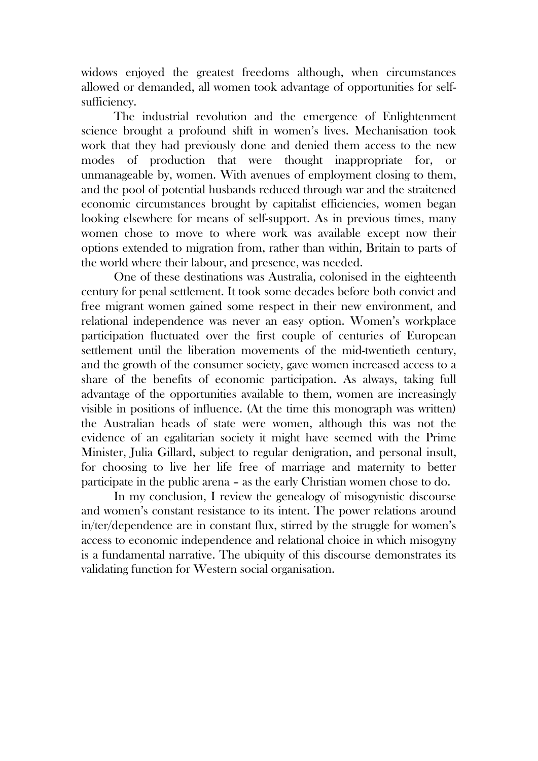widows enjoyed the greatest freedoms although, when circumstances allowed or demanded, all women took advantage of opportunities for self-sufficiency.

The industrial revolution and the emergence of Enlightenment science brought a profound shift in women's lives. Mechanisation took work that they had previously done and denied them access to the new modes of production that were thought inappropriate for, or unmanageable by, women. With avenues of employment closing to them, and the pool of potential husbands reduced through war and the straitened economic circumstances brought by capitalist efficiencies, women began looking elsewhere for means of self-support. As in previous times, many women chose to move to where work was available except now their options extended to migration from, rather than within, Britain to parts of the world where their labour, and presence, was needed.

One of these destinations was Australia, colonised in the eighteenth century for penal settlement. It took some decades before both convict and free migrant women gained some respect in their new environment, and relational independence was never an easy option. Women's workplace participation fluctuated over the first couple of centuries of European settlement until the liberation movements of the mid-twentieth century, and the growth of the consumer society, gave women increased access to a share of the benefits of economic participation. As always, taking full advantage of the opportunities available to them, women are increasingly visible in positions of influence. (At the time this monograph was written) the Australian heads of state were women, although this was not the evidence of an egalitarian society it might have seemed with the Prime Minister, Julia Gillard, subject to regular denigration, and personal insult, for choosing to live her life free of marriage and maternity to better participate in the public arena – as the early Christian women chose to do.

In my conclusion, I review the genealogy of misogynistic discourse and women's constant resistance to its intent. The power relations around in/ter/dependence are in constant flux, stirred by the struggle for women's access to economic independence and relational choice in which misogyny is a fundamental narrative. The ubiquity of this discourse demonstrates its validating function for Western social organisation.